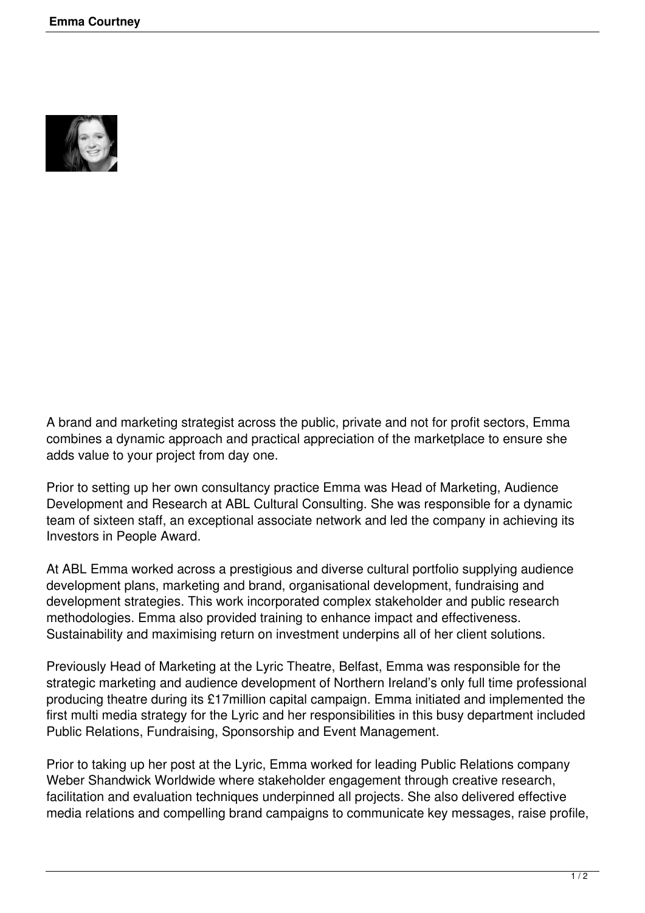A brand and marketing strategist across the public, private and not for profit sectors, Emma combines a dynamic approach and practical appreciation of the marketplace to ensure she adds value to your project from day one.

Prior to setting up her own consultancy practice Emma was Head of Marketing, Audience Development and Research at ABL Cultural Consulting. She was responsible for a dynamic team of sixteen staff, an exceptional associate network and led the company in achieving its Investors in People Award.

At ABL Emma worked across a prestigious and diverse cultural portfolio supplying audience development plans, marketing and brand, organisational development, fundraising and development strategies. This work incorporated complex stakeholder and public research methodologies. Emma also provided training to enhance impact and effectiveness. Sustainability and maximising return on investment underpins all of her client solutions.

Previously Head of Marketing at the Lyric Theatre, Belfast, Emma was responsible for the strategic marketing and audience development of Northern Ireland's only full time professional producing theatre during its £17million capital campaign. Emma initiated and implemented the first multi media strategy for the Lyric and her responsibilities in this busy department included Public Relations, Fundraising, Sponsorship and Event Management.

Prior to taking up her post at the Lyric, Emma worked for leading Public Relations company Weber Shandwick Worldwide where stakeholder engagement through creative research, facilitation and evaluation techniques underpinned all projects. She also delivered effective media relations and compelling brand campaigns to communicate key messages, raise profile,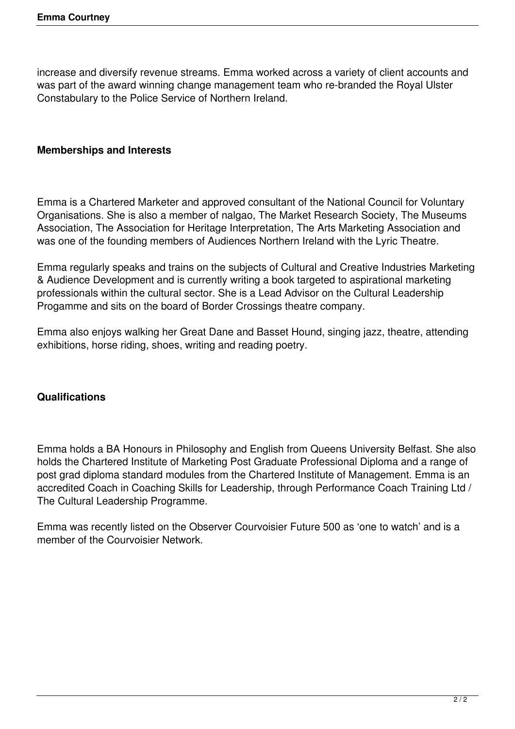increase and diversify revenue streams. Emma worked across a variety of client accounts and was part of the award winning change management team who re-branded the Royal Ulster Constabulary to the Police Service of Northern Ireland.

## Memberships and Interests

Emma is a Chartered Marketer and approved consultant of the National Council for Voluntary Organisations. She is also a member of nalgao, The Market Research Society, The Museums Association, The Association for Heritage Interpretation, The Arts Marketing Association and was one of the founding members of Audiences Northern Ireland with the Lyric Theatre.

Emma regularly speaks and trains on the subjects of Cultural and Creative Industries Marketing & Audience Development and is currently writing a book targeted to aspirational marketing professionals within the cultural sector. She is a Lead Advisor on the Cultural Leadership Progamme and sits on the board of Border Crossings theatre company.

Emma also enjoys walking her Great Dane and Basset Hound, singing jazz, theatre, attending exhibitions, horse riding, shoes, writing and reading poetry.

## Qualifications

Emma holds a BA Honours in Philosophy and English from Queens University Belfast. She also holds the Chartered Institute of Marketing Post Graduate Professional Diploma and a range of post grad diploma standard modules from the Chartered Institute of Management. Emma is an accredited Coach in Coaching Skills for Leadership, through Performance Coach Training Ltd / The Cultural Leadership Programme.

Emma was recently listed on the Observer Courvoisier Future 500 as 'one to watch' and is a member of the Courvoisier Network.